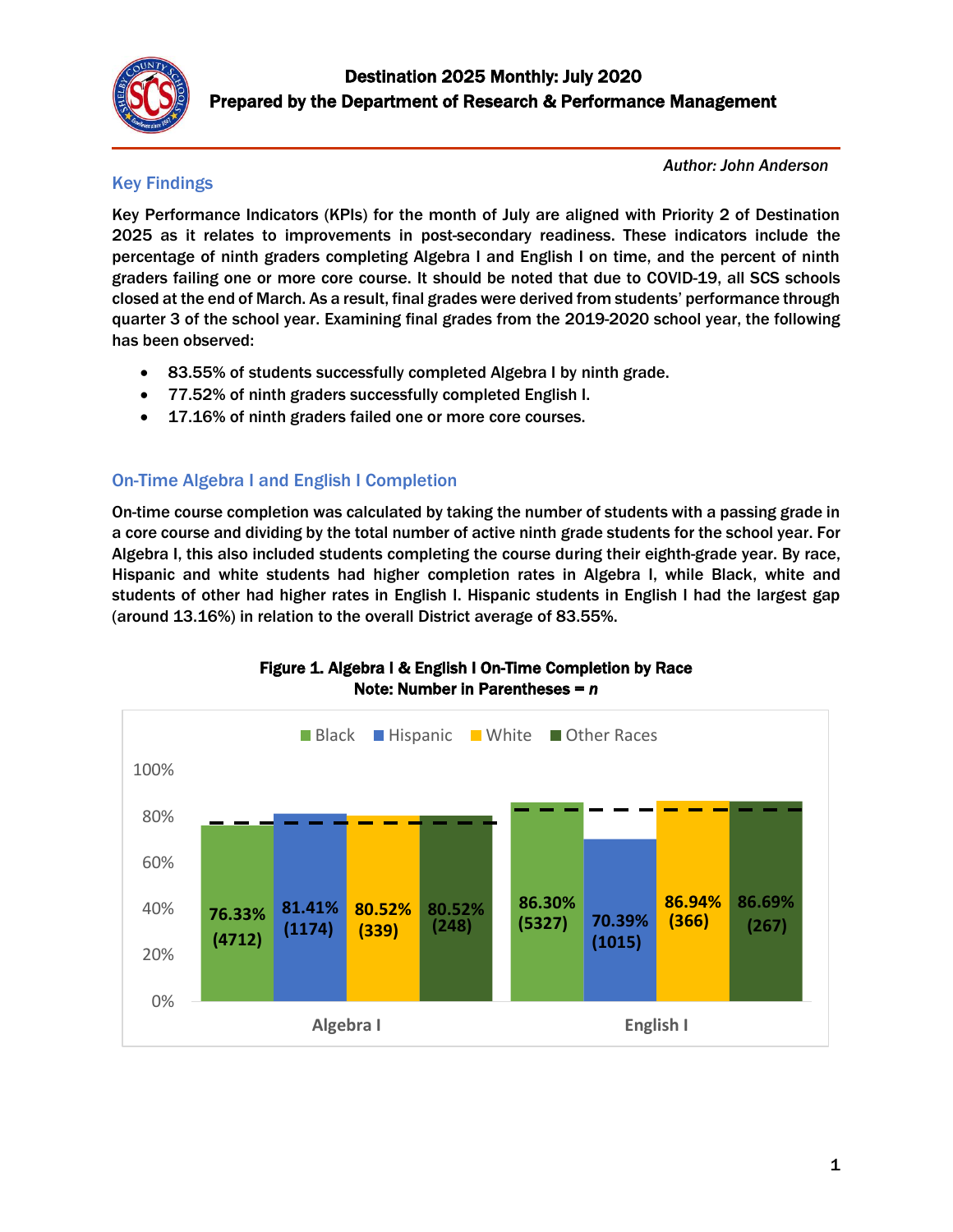# Destination 2025 Monthly: July 2020
## Prepared by the Department of Research & Performance Management

*Author: John Anderson*

## Key Findings

Key Performance Indicators (KPIs) for the month of July are aligned with Priority 2 of Destination 2025 as it relates to improvements in post-secondary readiness. These indicators include the percentage of ninth graders completing Algebra I and English I on time, and the percent of ninth graders failing one or more core course. It should be noted that due to COVID-19, all SCS schools closed at the end of March. As a result, final grades were derived from students' performance through quarter 3 of the school year. Examining final grades from the 2019-2020 school year, the following has been observed:

- 83.55% of students successfully completed Algebra I by ninth grade.
- 77.52% of ninth graders successfully completed English I.
- 17.16% of ninth graders failed one or more core courses.

## On-Time Algebra I and English I Completion

On-time course completion was calculated by taking the number of students with a passing grade in a core course and dividing by the total number of active ninth grade students for the school year. For Algebra I, this also included students completing the course during their eighth-grade year. By race, Hispanic and white students had higher completion rates in Algebra I, while Black, white and students of other had higher rates in English I. Hispanic students in English I had the largest gap (around 13.16%) in relation to the overall District average of 83.55%.

**Figure 1. Algebra I & English I On-Time Completion by Race**
**Note: Number in Parentheses = *n***

| | Black | Hispanic | White | Other Races |
|---|---|---|---|---|
| Algebra I | 76.33% (4712) | 81.41% (1174) | 80.52% (339) | 80.52% (248) |
| English I | 86.30% (5327) | 70.39% (1015) | 86.94% (366) | 86.69% (267) |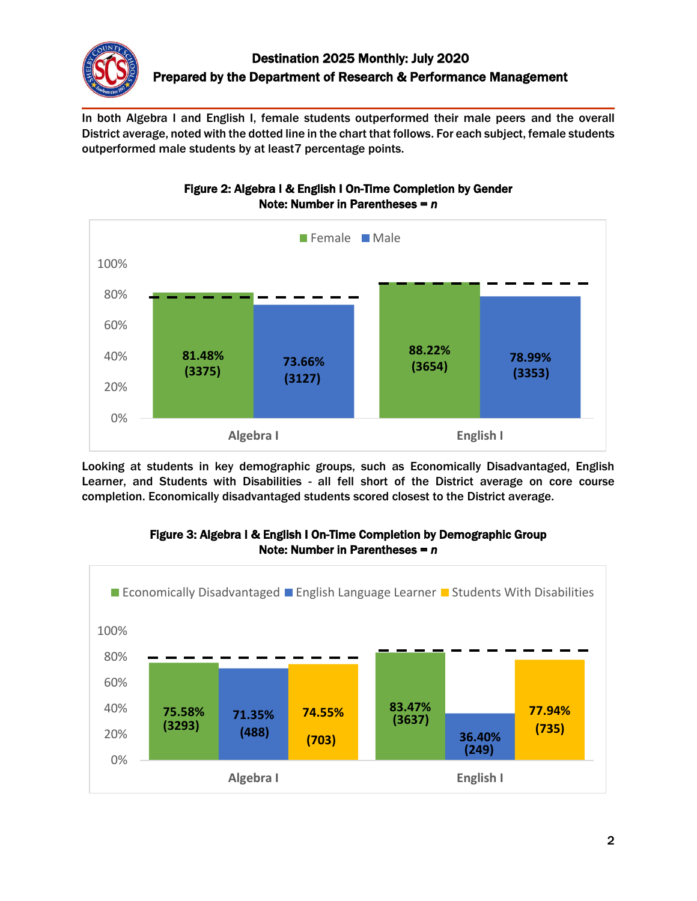In both Algebra I and English I, female students outperformed their male peers and the overall District average, noted with the dotted line in the chart that follows. For each subject, female students outperformed male students by at least7 percentage points.

**Figure 2: Algebra I & English I On-Time Completion by Gender**
**Note: Number in Parentheses = *n***

| | Female | Male |
|---|---|---|
| Algebra I | 81.48% (3375) | 73.66% (3127) |
| English I | 88.22% (3654) | 78.99% (3353) |

Looking at students in key demographic groups, such as Economically Disadvantaged, English Learner, and Students with Disabilities - all fell short of the District average on core course completion. Economically disadvantaged students scored closest to the District average.

**Figure 3: Algebra I & English I On-Time Completion by Demographic Group**
**Note: Number in Parentheses = *n***

| | Economically Disadvantaged | English Language Learner | Students With Disabilities |
|---|---|---|---|
| Algebra I | 75.58% (3293) | 71.35% (488) | 74.55% (703) |
| English I | 83.47% (3637) | 36.40% (249) | 77.94% (735) |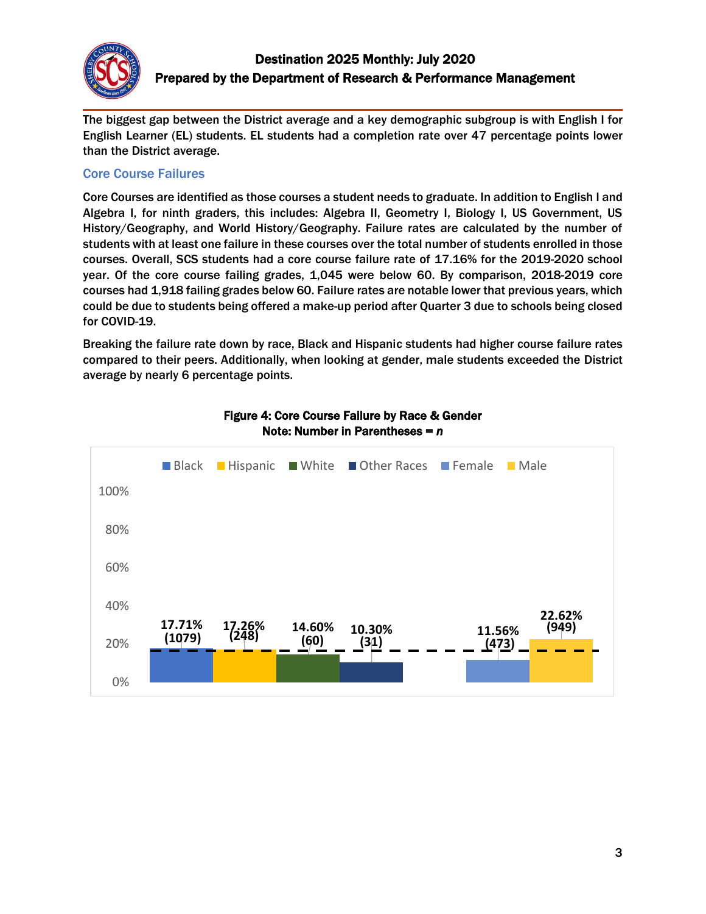The biggest gap between the District average and a key demographic subgroup is with English I for English Learner (EL) students. EL students had a completion rate over 47 percentage points lower than the District average.

## Core Course Failures

Core Courses are identified as those courses a student needs to graduate. In addition to English I and Algebra I, for ninth graders, this includes: Algebra II, Geometry I, Biology I, US Government, US History/Geography, and World History/Geography. Failure rates are calculated by the number of students with at least one failure in these courses over the total number of students enrolled in those courses. Overall, SCS students had a core course failure rate of 17.16% for the 2019-2020 school year. Of the core course failing grades, 1,045 were below 60. By comparison, 2018-2019 core courses had 1,918 failing grades below 60. Failure rates are notable lower that previous years, which could be due to students being offered a make-up period after Quarter 3 due to schools being closed for COVID-19.

Breaking the failure rate down by race, Black and Hispanic students had higher course failure rates compared to their peers. Additionally, when looking at gender, male students exceeded the District average by nearly 6 percentage points.

**Figure 4: Core Course Failure by Race & Gender**
**Note: Number in Parentheses = *n***

| Group | Failure Rate | n |
|---|---|---|
| Black | 17.71% | 1079 |
| Hispanic | 17.26% | 248 |
| White | 14.60% | 60 |
| Other Races | 10.30% | 31 |
| Female | 11.56% | 473 |
| Male | 22.62% | 949 |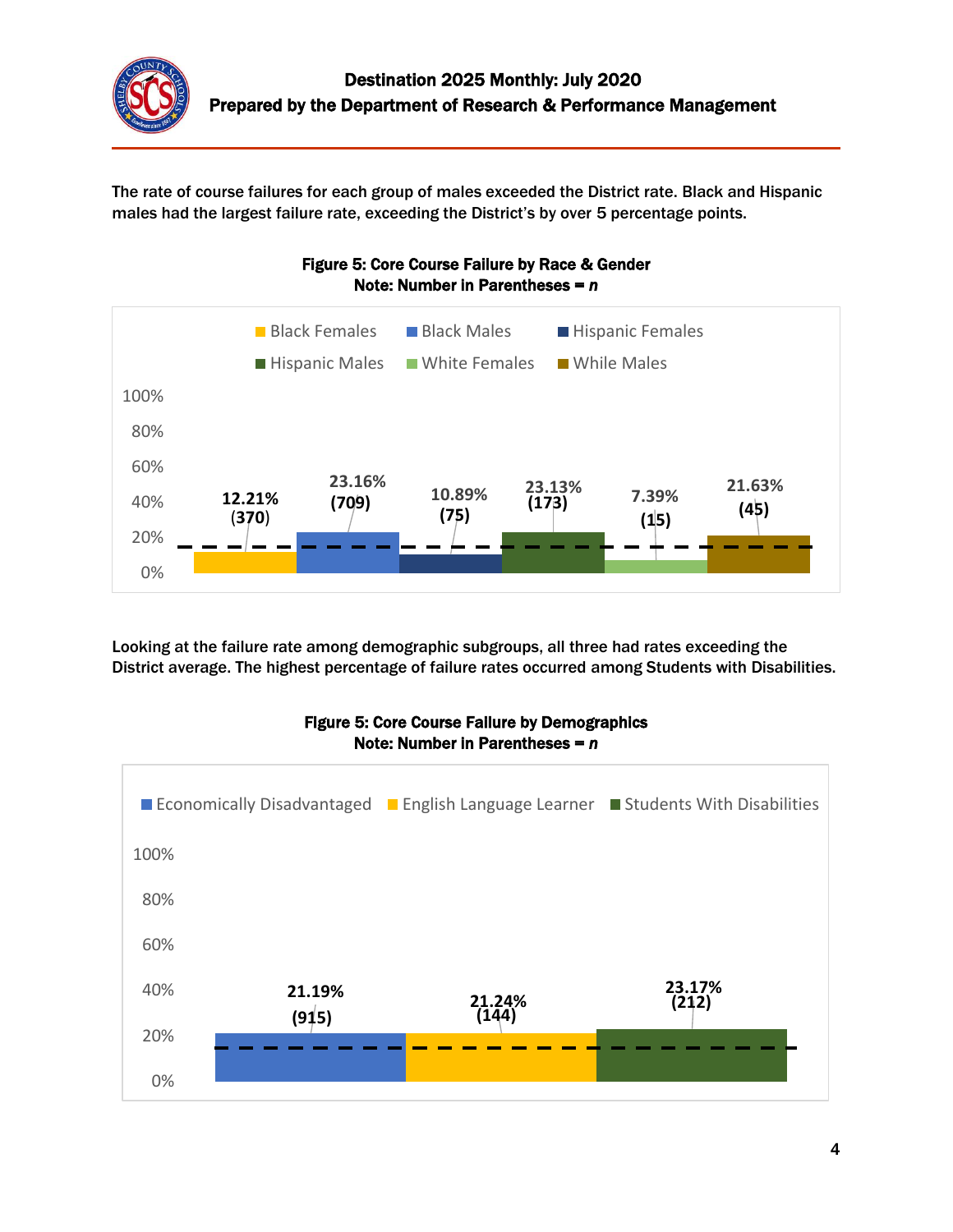The rate of course failures for each group of males exceeded the District rate. Black and Hispanic males had the largest failure rate, exceeding the District's by over 5 percentage points.

**Figure 5: Core Course Failure by Race & Gender**
**Note: Number in Parentheses = *n***

| Group | Failure Rate | n |
|---|---|---|
| Black Females | 12.21% | (370) |
| Black Males | 23.16% | (709) |
| Hispanic Females | 10.89% | (75) |
| Hispanic Males | 23.13% | (173) |
| White Females | 7.39% | (15) |
| While Males | 21.63% | (45) |

Looking at the failure rate among demographic subgroups, all three had rates exceeding the District average. The highest percentage of failure rates occurred among Students with Disabilities.

**Figure 5: Core Course Failure by Demographics**
**Note: Number in Parentheses = *n***

| Group | Failure Rate | n |
|---|---|---|
| Economically Disadvantaged | 21.19% | (915) |
| English Language Learner | 21.24% | (144) |
| Students With Disabilities | 23.17% | (212) |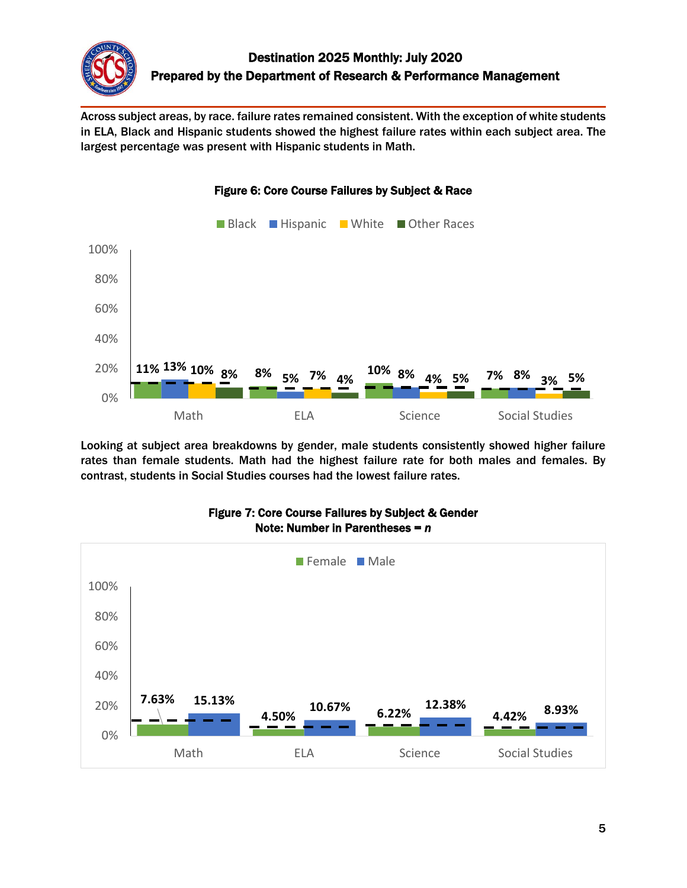Destination 2025 Monthly: July 2020
Prepared by the Department of Research & Performance Management

Across subject areas, by race. failure rates remained consistent. With the exception of white students in ELA, Black and Hispanic students showed the highest failure rates within each subject area. The largest percentage was present with Hispanic students in Math.

**Figure 6: Core Course Failures by Subject & Race**

| Subject | Black | Hispanic | White | Other Races |
|---|---|---|---|---|
| Math | 11% | 13% | 10% | 8% |
| ELA | 8% | 5% | 7% | 4% |
| Science | 10% | 8% | 4% | 5% |
| Social Studies | 7% | 8% | 3% | 5% |

Looking at subject area breakdowns by gender, male students consistently showed higher failure rates than female students. Math had the highest failure rate for both males and females. By contrast, students in Social Studies courses had the lowest failure rates.

**Figure 7: Core Course Failures by Subject & Gender**
**Note: Number in Parentheses = *n***

| Subject | Female | Male |
|---|---|---|
| Math | 7.63% | 15.13% |
| ELA | 4.50% | 10.67% |
| Science | 6.22% | 12.38% |
| Social Studies | 4.42% | 8.93% |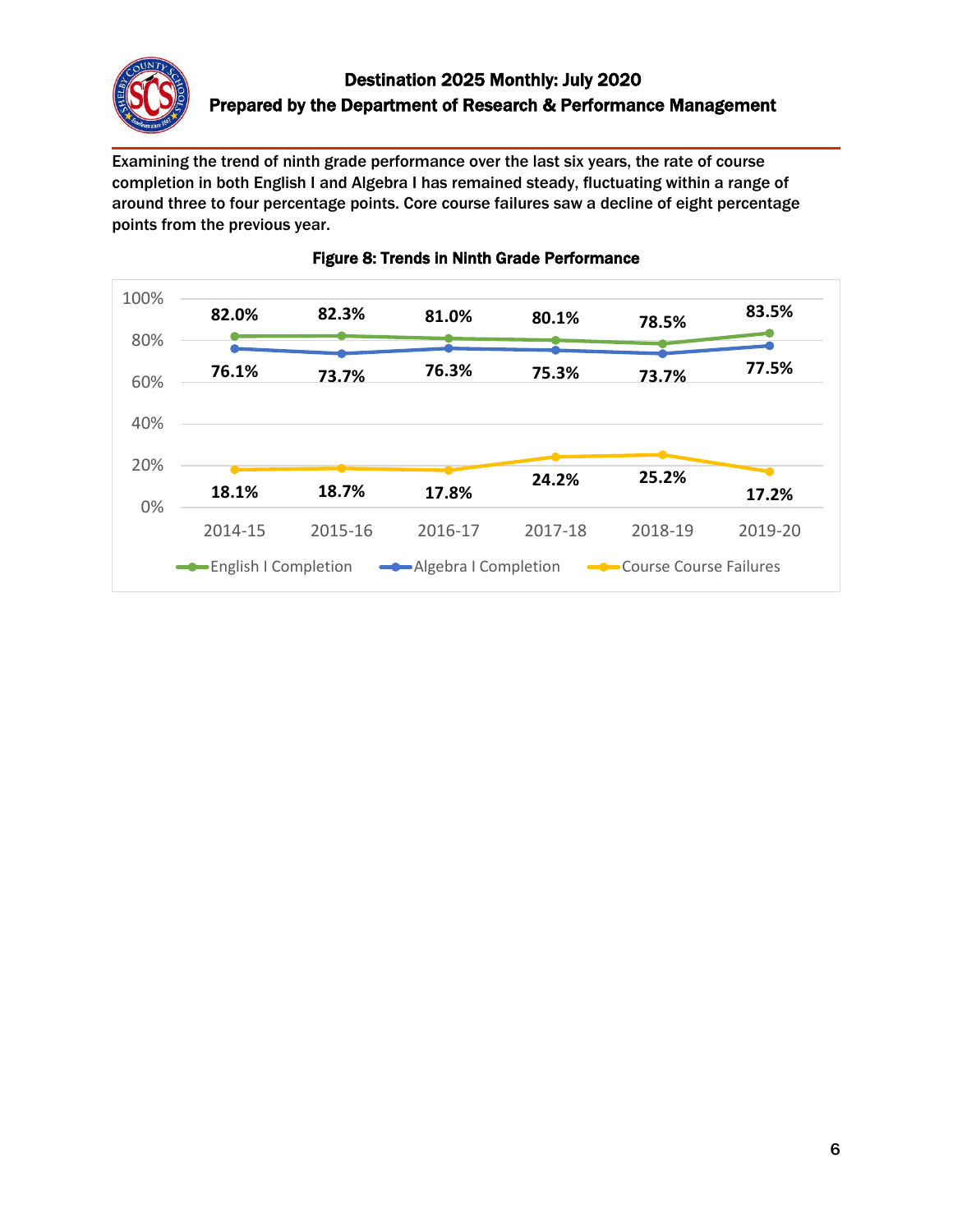Examining the trend of ninth grade performance over the last six years, the rate of course completion in both English I and Algebra I has remained steady, fluctuating within a range of around three to four percentage points. Core course failures saw a decline of eight percentage points from the previous year.

**Figure 8: Trends in Ninth Grade Performance**

| | 2014-15 | 2015-16 | 2016-17 | 2017-18 | 2018-19 | 2019-20 |
|---|---|---|---|---|---|---|
| English I Completion | 82.0% | 82.3% | 81.0% | 80.1% | 78.5% | 83.5% |
| Algebra I Completion | 76.1% | 73.7% | 76.3% | 75.3% | 73.7% | 77.5% |
| Course Course Failures | 18.1% | 18.7% | 17.8% | 24.2% | 25.2% | 17.2% |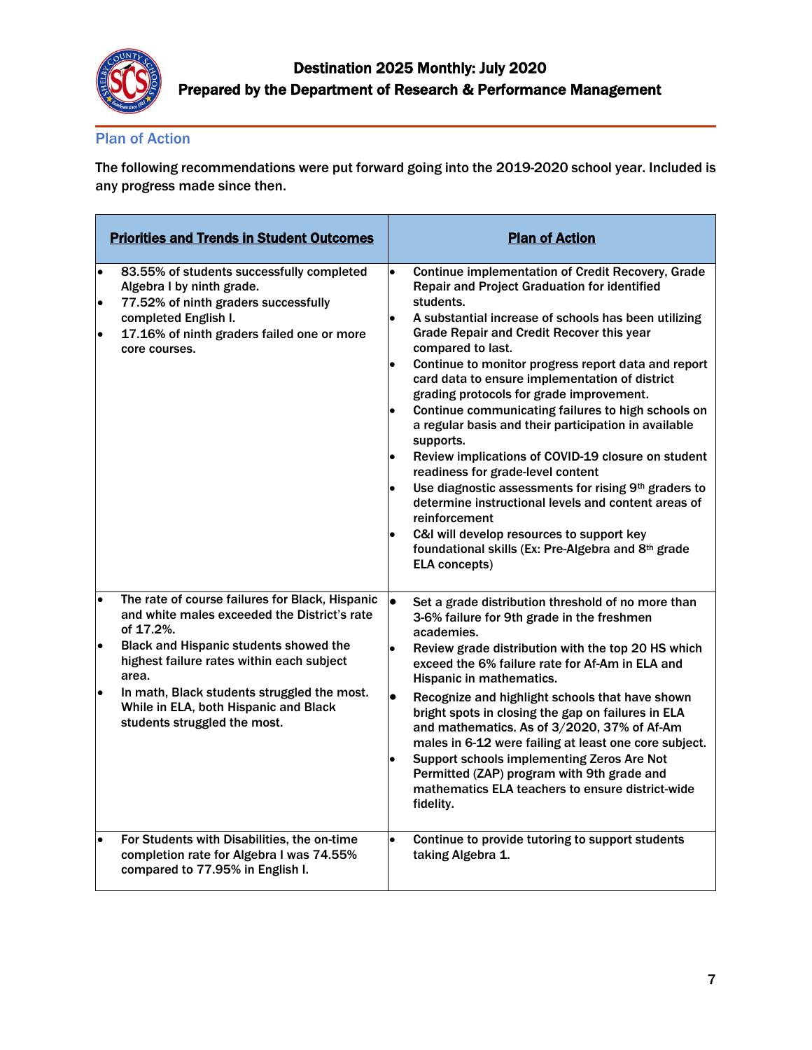## Plan of Action

The following recommendations were put forward going into the 2019-2020 school year. Included is any progress made since then.

| Priorities and Trends in Student Outcomes | Plan of Action |
|---|---|
| • 83.55% of students successfully completed Algebra I by ninth grade.<br>• 77.52% of ninth graders successfully completed English I.<br>• 17.16% of ninth graders failed one or more core courses. | • Continue implementation of Credit Recovery, Grade Repair and Project Graduation for identified students.<br>• A substantial increase of schools has been utilizing Grade Repair and Credit Recover this year compared to last.<br>• Continue to monitor progress report data and report card data to ensure implementation of district grading protocols for grade improvement.<br>• Continue communicating failures to high schools on a regular basis and their participation in available supports.<br>• Review implications of COVID-19 closure on student readiness for grade-level content<br>• Use diagnostic assessments for rising 9th graders to determine instructional levels and content areas of reinforcement<br>• C&I will develop resources to support key foundational skills (Ex: Pre-Algebra and 8th grade ELA concepts) |
| • The rate of course failures for Black, Hispanic and white males exceeded the District's rate of 17.2%.<br>• Black and Hispanic students showed the highest failure rates within each subject area.<br>• In math, Black students struggled the most. While in ELA, both Hispanic and Black students struggled the most. | • Set a grade distribution threshold of no more than 3-6% failure for 9th grade in the freshmen academies.<br>• Review grade distribution with the top 20 HS which exceed the 6% failure rate for Af-Am in ELA and Hispanic in mathematics.<br>• Recognize and highlight schools that have shown bright spots in closing the gap on failures in ELA and mathematics. As of 3/2020, 37% of Af-Am males in 6-12 were failing at least one core subject.<br>• Support schools implementing Zeros Are Not Permitted (ZAP) program with 9th grade and mathematics ELA teachers to ensure district-wide fidelity. |
| • For Students with Disabilities, the on-time completion rate for Algebra I was 74.55% compared to 77.95% in English I. | • Continue to provide tutoring to support students taking Algebra 1. |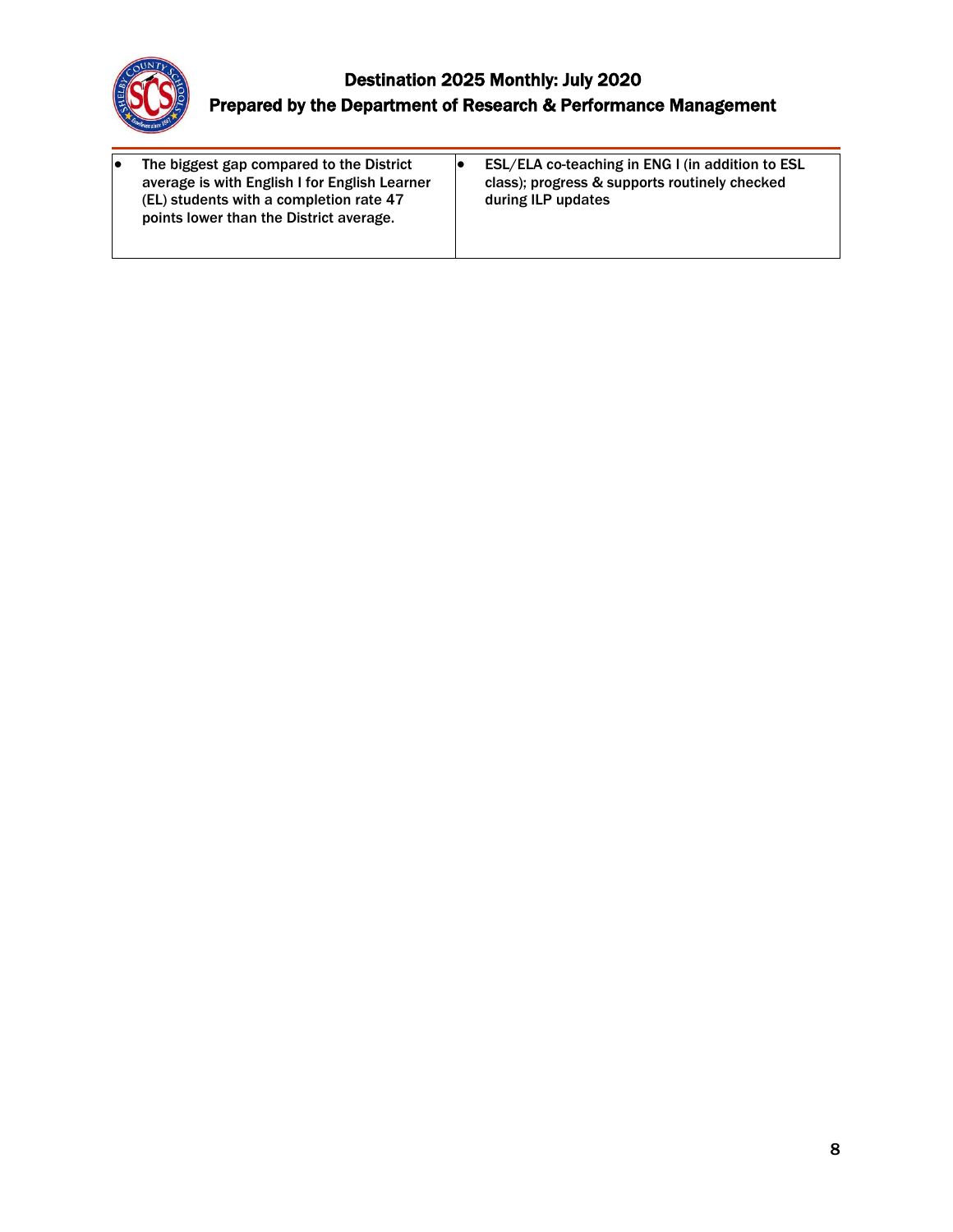| | |
|---|---|
| • The biggest gap compared to the District average is with English I for English Learner (EL) students with a completion rate 47 points lower than the District average. | • ESL/ELA co-teaching in ENG I (in addition to ESL class); progress & supports routinely checked during ILP updates |